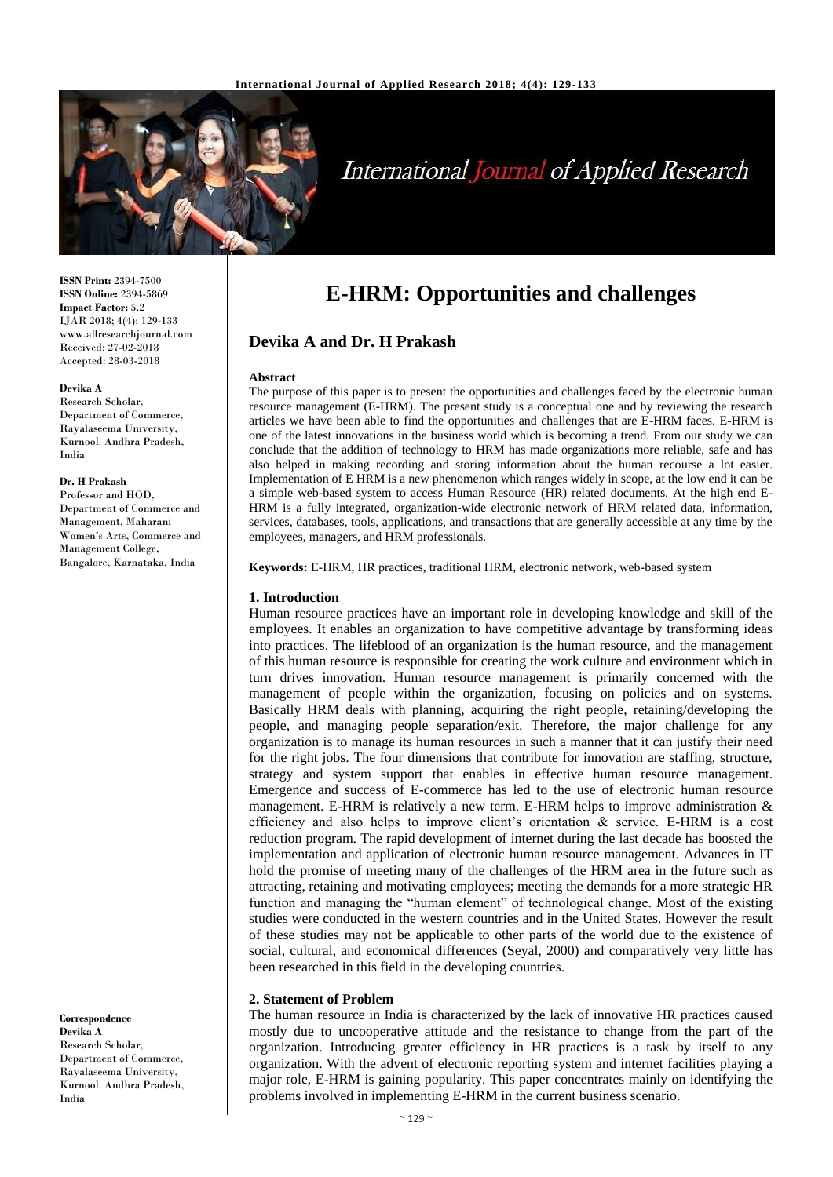# E-HRM: Opportunities and challenges

## Devika A and Dr. H Prakash

**ISSN Print:** 2394-7500
**ISSN Online:** 2394-5869
**Impact Factor:** 5.2
IJAR 2018; 4(4): 129-133
www.allresearchjournal.com
Received: 27-02-2018
Accepted: 28-03-2018

**Devika A**
Research Scholar, Department of Commerce, Rayalaseema University, Kurnool. Andhra Pradesh, India

**Dr. H Prakash**
Professor and HOD, Department of Commerce and Management, Maharani Women's Arts, Commerce and Management College, Bangalore, Karnataka, India

**Correspondence**
**Devika A**
Research Scholar, Department of Commerce, Rayalaseema University, Kurnool. Andhra Pradesh, India

### Abstract

The purpose of this paper is to present the opportunities and challenges faced by the electronic human resource management (E-HRM). The present study is a conceptual one and by reviewing the research articles we have been able to find the opportunities and challenges that are E-HRM faces. E-HRM is one of the latest innovations in the business world which is becoming a trend. From our study we can conclude that the addition of technology to HRM has made organizations more reliable, safe and has also helped in making recording and storing information about the human recourse a lot easier. Implementation of E HRM is a new phenomenon which ranges widely in scope, at the low end it can be a simple web-based system to access Human Resource (HR) related documents. At the high end E-HRM is a fully integrated, organization-wide electronic network of HRM related data, information, services, databases, tools, applications, and transactions that are generally accessible at any time by the employees, managers, and HRM professionals.

**Keywords:** E-HRM, HR practices, traditional HRM, electronic network, web-based system

### 1. Introduction

Human resource practices have an important role in developing knowledge and skill of the employees. It enables an organization to have competitive advantage by transforming ideas into practices. The lifeblood of an organization is the human resource, and the management of this human resource is responsible for creating the work culture and environment which in turn drives innovation. Human resource management is primarily concerned with the management of people within the organization, focusing on policies and on systems. Basically HRM deals with planning, acquiring the right people, retaining/developing the people, and managing people separation/exit. Therefore, the major challenge for any organization is to manage its human resources in such a manner that it can justify their need for the right jobs. The four dimensions that contribute for innovation are staffing, structure, strategy and system support that enables in effective human resource management. Emergence and success of E-commerce has led to the use of electronic human resource management. E-HRM is relatively a new term. E-HRM helps to improve administration & efficiency and also helps to improve client's orientation & service. E-HRM is a cost reduction program. The rapid development of internet during the last decade has boosted the implementation and application of electronic human resource management. Advances in IT hold the promise of meeting many of the challenges of the HRM area in the future such as attracting, retaining and motivating employees; meeting the demands for a more strategic HR function and managing the "human element" of technological change. Most of the existing studies were conducted in the western countries and in the United States. However the result of these studies may not be applicable to other parts of the world due to the existence of social, cultural, and economical differences (Seyal, 2000) and comparatively very little has been researched in this field in the developing countries.

### 2. Statement of Problem

The human resource in India is characterized by the lack of innovative HR practices caused mostly due to uncooperative attitude and the resistance to change from the part of the organization. Introducing greater efficiency in HR practices is a task by itself to any organization. With the advent of electronic reporting system and internet facilities playing a major role, E-HRM is gaining popularity. This paper concentrates mainly on identifying the problems involved in implementing E-HRM in the current business scenario.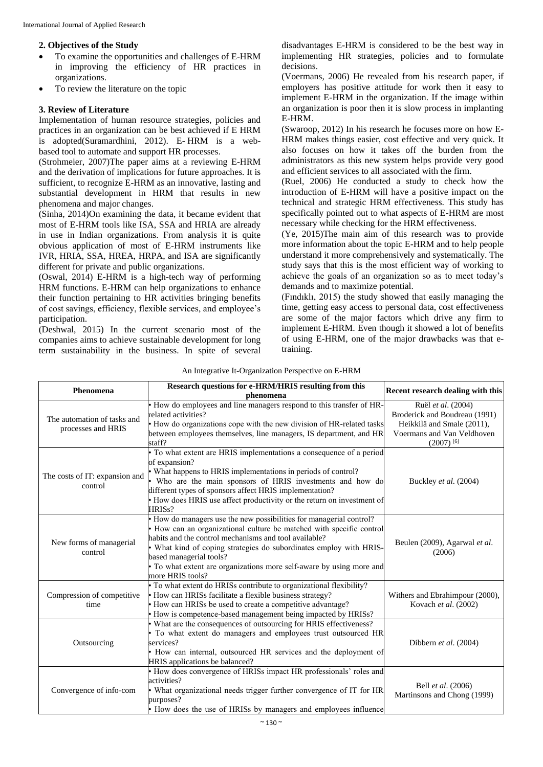## 2. Objectives of the Study

- To examine the opportunities and challenges of E-HRM in improving the efficiency of HR practices in organizations.
- To review the literature on the topic

## 3. Review of Literature

Implementation of human resource strategies, policies and practices in an organization can be best achieved if E HRM is adopted(Suramardhini, 2012). E- HRM is a web-based tool to automate and support HR processes.

(Strohmeier, 2007)The paper aims at a reviewing E-HRM and the derivation of implications for future approaches. It is sufficient, to recognize E-HRM as an innovative, lasting and substantial development in HRM that results in new phenomena and major changes.

(Sinha, 2014)On examining the data, it became evident that most of E-HRM tools like ISA, SSA and HRIA are already in use in Indian organizations. From analysis it is quite obvious application of most of E-HRM instruments like IVR, HRIA, SSA, HREA, HRPA, and ISA are significantly different for private and public organizations.

(Oswal, 2014) E-HRM is a high-tech way of performing HRM functions. E-HRM can help organizations to enhance their function pertaining to HR activities bringing benefits of cost savings, efficiency, flexible services, and employee's participation.

(Deshwal, 2015) In the current scenario most of the companies aims to achieve sustainable development for long term sustainability in the business. In spite of several disadvantages E-HRM is considered to be the best way in implementing HR strategies, policies and to formulate decisions.

(Voermans, 2006) He revealed from his research paper, if employers has positive attitude for work then it easy to implement E-HRM in the organization. If the image within an organization is poor then it is slow process in implanting E-HRM.

(Swaroop, 2012) In his research he focuses more on how E-HRM makes things easier, cost effective and very quick. It also focuses on how it takes off the burden from the administrators as this new system helps provide very good and efficient services to all associated with the firm.

(Ruel, 2006) He conducted a study to check how the introduction of E-HRM will have a positive impact on the technical and strategic HRM effectiveness. This study has specifically pointed out to what aspects of E-HRM are most necessary while checking for the HRM effectiveness.

(Ye, 2015)The main aim of this research was to provide more information about the topic E-HRM and to help people understand it more comprehensively and systematically. The study says that this is the most efficient way of working to achieve the goals of an organization so as to meet today's demands and to maximize potential.

(Fındıklı, 2015) the study showed that easily managing the time, getting easy access to personal data, cost effectiveness are some of the major factors which drive any firm to implement E-HRM. Even though it showed a lot of benefits of using E-HRM, one of the major drawbacks was that e-training.

An Integrative It-Organization Perspective on E-HRM

| Phenomena | Research questions for e-HRM/HRIS resulting from this phenomena | Recent research dealing with this |
|---|---|---|
| The automation of tasks and processes and HRIS | • How do employees and line managers respond to this transfer of HR-related activities?<br>• How do organizations cope with the new division of HR-related tasks between employees themselves, line managers, IS department, and HR staff? | Ruël *et al*. (2004)<br>Broderick and Boudreau (1991)<br>Heikkilä and Smale (2011),<br>Voermans and Van Veldhoven (2007) [6] |
| The costs of IT: expansion and control | • To what extent are HRIS implementations a consequence of a period of expansion?<br>• What happens to HRIS implementations in periods of control?<br>• Who are the main sponsors of HRIS investments and how do different types of sponsors affect HRIS implementation?<br>• How does HRIS use affect productivity or the return on investment of HRISs? | Buckley *et al*. (2004) |
| New forms of managerial control | • How do managers use the new possibilities for managerial control?<br>• How can an organizational culture be matched with specific control habits and the control mechanisms and tool available?<br>• What kind of coping strategies do subordinates employ with HRIS-based managerial tools?<br>• To what extent are organizations more self-aware by using more and more HRIS tools? | Beulen (2009), Agarwal *et al*. (2006) |
| Compression of competitive time | • To what extent do HRISs contribute to organizational flexibility?<br>• How can HRISs facilitate a flexible business strategy?<br>• How can HRISs be used to create a competitive advantage?<br>• How is competence-based management being impacted by HRISs? | Withers and Ebrahimpour (2000), Kovach *et al*. (2002) |
| Outsourcing | • What are the consequences of outsourcing for HRIS effectiveness?<br>• To what extent do managers and employees trust outsourced HR services?<br>• How can internal, outsourced HR services and the deployment of HRIS applications be balanced? | Dibbern *et al*. (2004) |
| Convergence of info-com | • How does convergence of HRISs impact HR professionals' roles and activities?<br>• What organizational needs trigger further convergence of IT for HR purposes?<br>• How does the use of HRISs by managers and employees influence | Bell *et al*. (2006)<br>Martinsons and Chong (1999) |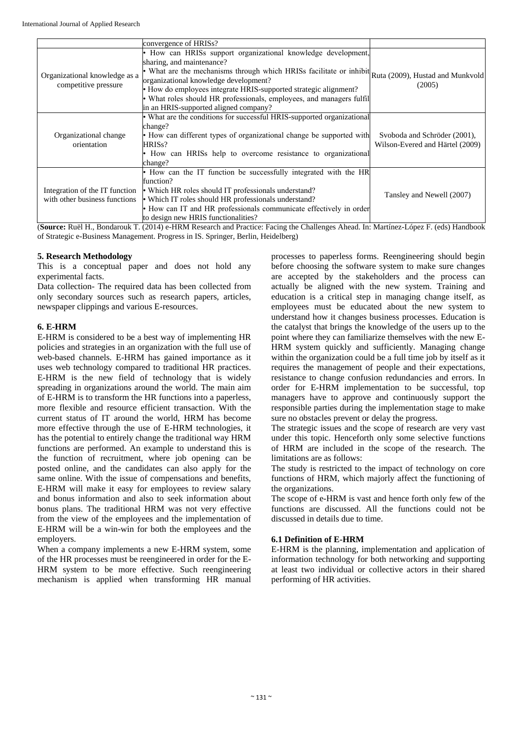| | | |
|---|---|---|
| | convergence of HRISs? | |
| Organizational knowledge as a competitive pressure | • How can HRISs support organizational knowledge development, sharing, and maintenance? • What are the mechanisms through which HRISs facilitate or inhibit organizational knowledge development? • How do employees integrate HRIS-supported strategic alignment? • What roles should HR professionals, employees, and managers fulfil in an HRIS-supported aligned company? | Ruta (2009), Hustad and Munkvold (2005) |
| Organizational change orientation | • What are the conditions for successful HRIS-supported organizational change? • How can different types of organizational change be supported with HRISs? • How can HRISs help to overcome resistance to organizational change? | Svoboda and Schröder (2001), Wilson-Evered and Härtel (2009) |
| Integration of the IT function with other business functions | • How can the IT function be successfully integrated with the HR function? • Which HR roles should IT professionals understand? • Which IT roles should HR professionals understand? • How can IT and HR professionals communicate effectively in order to design new HRIS functionalities? | Tansley and Newell (2007) |

(**Source:** Ruël H., Bondarouk T. (2014) e-HRM Research and Practice: Facing the Challenges Ahead. In: Martínez-López F. (eds) Handbook of Strategic e-Business Management. Progress in IS. Springer, Berlin, Heidelberg)

## 5. Research Methodology

This is a conceptual paper and does not hold any experimental facts.

Data collection- The required data has been collected from only secondary sources such as research papers, articles, newspaper clippings and various E-resources.

## 6. E-HRM

E-HRM is considered to be a best way of implementing HR policies and strategies in an organization with the full use of web-based channels. E-HRM has gained importance as it uses web technology compared to traditional HR practices. E-HRM is the new field of technology that is widely spreading in organizations around the world. The main aim of E-HRM is to transform the HR functions into a paperless, more flexible and resource efficient transaction. With the current status of IT around the world, HRM has become more effective through the use of E-HRM technologies, it has the potential to entirely change the traditional way HRM functions are performed. An example to understand this is the function of recruitment, where job opening can be posted online, and the candidates can also apply for the same online. With the issue of compensations and benefits, E-HRM will make it easy for employees to review salary and bonus information and also to seek information about bonus plans. The traditional HRM was not very effective from the view of the employees and the implementation of E-HRM will be a win-win for both the employees and the employers.

When a company implements a new E-HRM system, some of the HR processes must be reengineered in order for the E-HRM system to be more effective. Such reengineering mechanism is applied when transforming HR manual processes to paperless forms. Reengineering should begin before choosing the software system to make sure changes are accepted by the stakeholders and the process can actually be aligned with the new system. Training and education is a critical step in managing change itself, as employees must be educated about the new system to understand how it changes business processes. Education is the catalyst that brings the knowledge of the users up to the point where they can familiarize themselves with the new E-HRM system quickly and sufficiently. Managing change within the organization could be a full time job by itself as it requires the management of people and their expectations, resistance to change confusion redundancies and errors. In order for E-HRM implementation to be successful, top managers have to approve and continuously support the responsible parties during the implementation stage to make sure no obstacles prevent or delay the progress.

The strategic issues and the scope of research are very vast under this topic. Henceforth only some selective functions of HRM are included in the scope of the research. The limitations are as follows:

The study is restricted to the impact of technology on core functions of HRM, which majorly affect the functioning of the organizations.

The scope of e-HRM is vast and hence forth only few of the functions are discussed. All the functions could not be discussed in details due to time.

### 6.1 Definition of E-HRM

E-HRM is the planning, implementation and application of information technology for both networking and supporting at least two individual or collective actors in their shared performing of HR activities.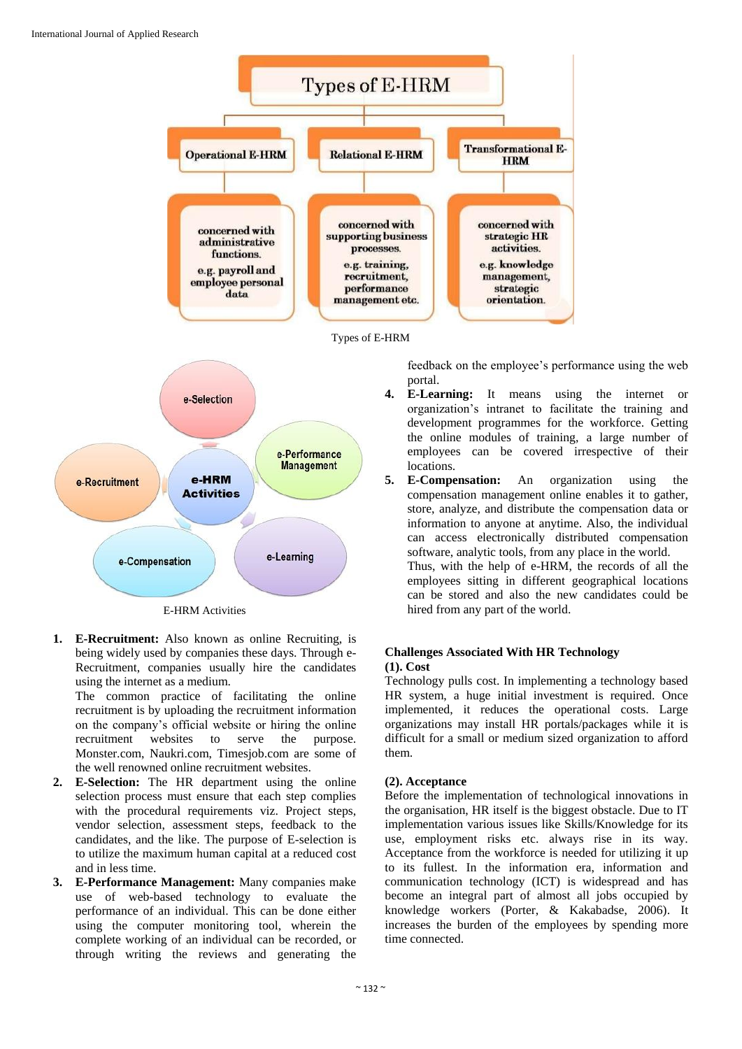Types of E-HRM

E-HRM Activities

1. **E-Recruitment:** Also known as online Recruiting, is being widely used by companies these days. Through e-Recruitment, companies usually hire the candidates using the internet as a medium.
   The common practice of facilitating the online recruitment is by uploading the recruitment information on the company's official website or hiring the online recruitment websites to serve the purpose. Monster.com, Naukri.com, Timesjob.com are some of the well renowned online recruitment websites.
2. **E-Selection:** The HR department using the online selection process must ensure that each step complies with the procedural requirements viz. Project steps, vendor selection, assessment steps, feedback to the candidates, and the like. The purpose of E-selection is to utilize the maximum human capital at a reduced cost and in less time.
3. **E-Performance Management:** Many companies make use of web-based technology to evaluate the performance of an individual. This can be done either using the computer monitoring tool, wherein the complete working of an individual can be recorded, or through writing the reviews and generating the feedback on the employee's performance using the web portal.
4. **E-Learning:** It means using the internet or organization's intranet to facilitate the training and development programmes for the workforce. Getting the online modules of training, a large number of employees can be covered irrespective of their locations.
5. **E-Compensation:** An organization using the compensation management online enables it to gather, store, analyze, and distribute the compensation data or information to anyone at anytime. Also, the individual can access electronically distributed compensation software, analytic tools, from any place in the world.
   Thus, with the help of e-HRM, the records of all the employees sitting in different geographical locations can be stored and also the new candidates could be hired from any part of the world.

## Challenges Associated With HR Technology

### (1). Cost

Technology pulls cost. In implementing a technology based HR system, a huge initial investment is required. Once implemented, it reduces the operational costs. Large organizations may install HR portals/packages while it is difficult for a small or medium sized organization to afford them.

### (2). Acceptance

Before the implementation of technological innovations in the organisation, HR itself is the biggest obstacle. Due to IT implementation various issues like Skills/Knowledge for its use, employment risks etc. always rise in its way. Acceptance from the workforce is needed for utilizing it up to its fullest. In the information era, information and communication technology (ICT) is widespread and has become an integral part of almost all jobs occupied by knowledge workers (Porter, & Kakabadse, 2006). It increases the burden of the employees by spending more time connected.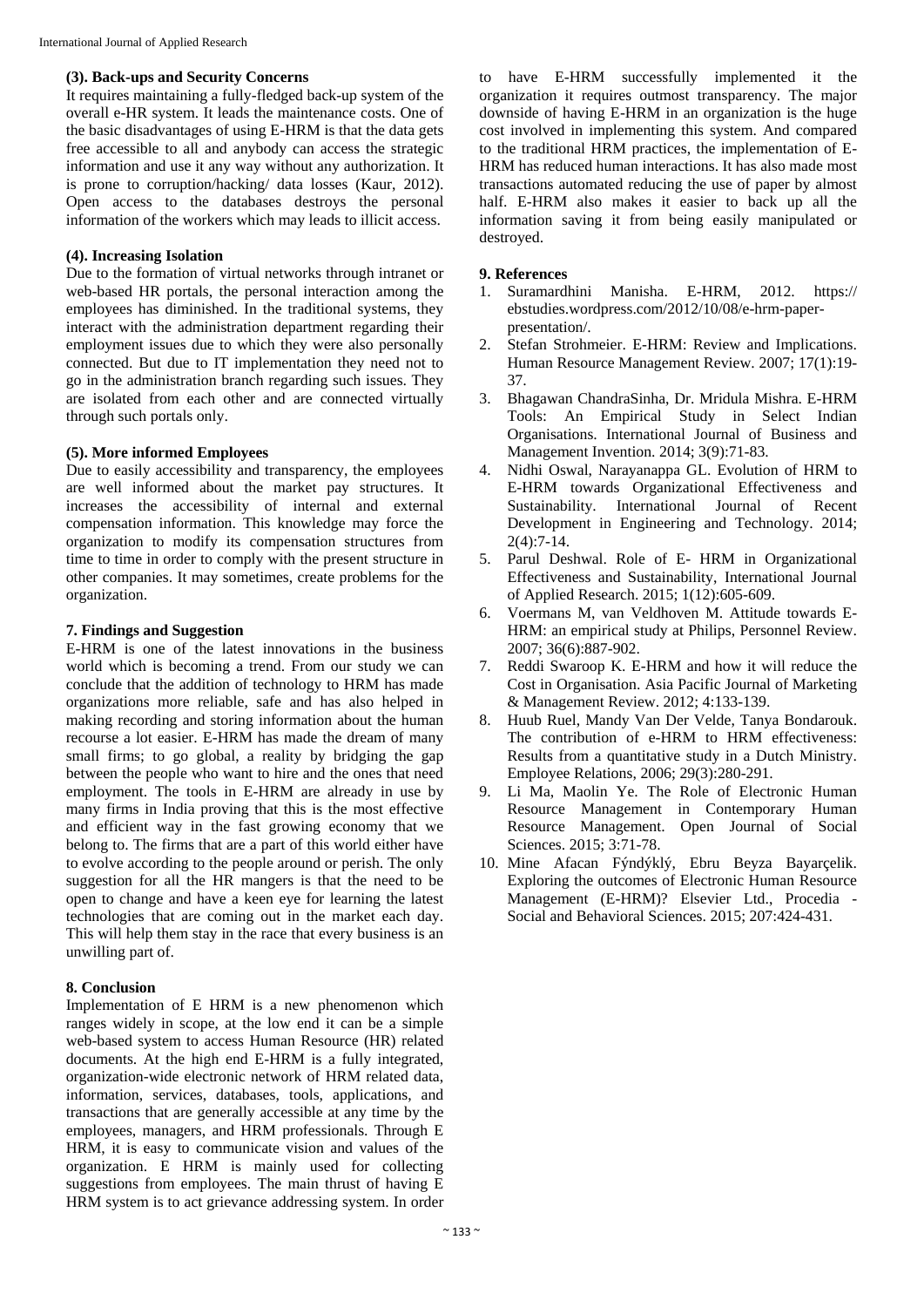#### (3). Back-ups and Security Concerns

It requires maintaining a fully-fledged back-up system of the overall e-HR system. It leads the maintenance costs. One of the basic disadvantages of using E-HRM is that the data gets free accessible to all and anybody can access the strategic information and use it any way without any authorization. It is prone to corruption/hacking/ data losses (Kaur, 2012). Open access to the databases destroys the personal information of the workers which may leads to illicit access.

#### (4). Increasing Isolation

Due to the formation of virtual networks through intranet or web-based HR portals, the personal interaction among the employees has diminished. In the traditional systems, they interact with the administration department regarding their employment issues due to which they were also personally connected. But due to IT implementation they need not to go in the administration branch regarding such issues. They are isolated from each other and are connected virtually through such portals only.

#### (5). More informed Employees

Due to easily accessibility and transparency, the employees are well informed about the market pay structures. It increases the accessibility of internal and external compensation information. This knowledge may force the organization to modify its compensation structures from time to time in order to comply with the present structure in other companies. It may sometimes, create problems for the organization.

## 7. Findings and Suggestion

E-HRM is one of the latest innovations in the business world which is becoming a trend. From our study we can conclude that the addition of technology to HRM has made organizations more reliable, safe and has also helped in making recording and storing information about the human recourse a lot easier. E-HRM has made the dream of many small firms; to go global, a reality by bridging the gap between the people who want to hire and the ones that need employment. The tools in E-HRM are already in use by many firms in India proving that this is the most effective and efficient way in the fast growing economy that we belong to. The firms that are a part of this world either have to evolve according to the people around or perish. The only suggestion for all the HR mangers is that the need to be open to change and have a keen eye for learning the latest technologies that are coming out in the market each day. This will help them stay in the race that every business is an unwilling part of.

## 8. Conclusion

Implementation of E HRM is a new phenomenon which ranges widely in scope, at the low end it can be a simple web-based system to access Human Resource (HR) related documents. At the high end E-HRM is a fully integrated, organization-wide electronic network of HRM related data, information, services, databases, tools, applications, and transactions that are generally accessible at any time by the employees, managers, and HRM professionals. Through E HRM, it is easy to communicate vision and values of the organization. E HRM is mainly used for collecting suggestions from employees. The main thrust of having E HRM system is to act grievance addressing system. In order to have E-HRM successfully implemented it the organization it requires outmost transparency. The major downside of having E-HRM in an organization is the huge cost involved in implementing this system. And compared to the traditional HRM practices, the implementation of E-HRM has reduced human interactions. It has also made most transactions automated reducing the use of paper by almost half. E-HRM also makes it easier to back up all the information saving it from being easily manipulated or destroyed.

## 9. References

1. Suramardhini Manisha. E-HRM, 2012. https:// ebstudies.wordpress.com/2012/10/08/e-hrm-paper-presentation/.
2. Stefan Strohmeier. E-HRM: Review and Implications. Human Resource Management Review. 2007; 17(1):19-37.
3. Bhagawan ChandraSinha, Dr. Mridula Mishra. E-HRM Tools: An Empirical Study in Select Indian Organisations. International Journal of Business and Management Invention. 2014; 3(9):71-83.
4. Nidhi Oswal, Narayanappa GL. Evolution of HRM to E-HRM towards Organizational Effectiveness and Sustainability. International Journal of Recent Development in Engineering and Technology. 2014; 2(4):7-14.
5. Parul Deshwal. Role of E- HRM in Organizational Effectiveness and Sustainability, International Journal of Applied Research. 2015; 1(12):605-609.
6. Voermans M, van Veldhoven M. Attitude towards E-HRM: an empirical study at Philips, Personnel Review. 2007; 36(6):887-902.
7. Reddi Swaroop K. E-HRM and how it will reduce the Cost in Organisation. Asia Pacific Journal of Marketing & Management Review. 2012; 4:133-139.
8. Huub Ruel, Mandy Van Der Velde, Tanya Bondarouk. The contribution of e-HRM to HRM effectiveness: Results from a quantitative study in a Dutch Ministry. Employee Relations, 2006; 29(3):280-291.
9. Li Ma, Maolin Ye. The Role of Electronic Human Resource Management in Contemporary Human Resource Management. Open Journal of Social Sciences. 2015; 3:71-78.
10. Mine Afacan Fýndýklý, Ebru Beyza Bayarçelik. Exploring the outcomes of Electronic Human Resource Management (E-HRM)? Elsevier Ltd., Procedia - Social and Behavioral Sciences. 2015; 207:424-431.